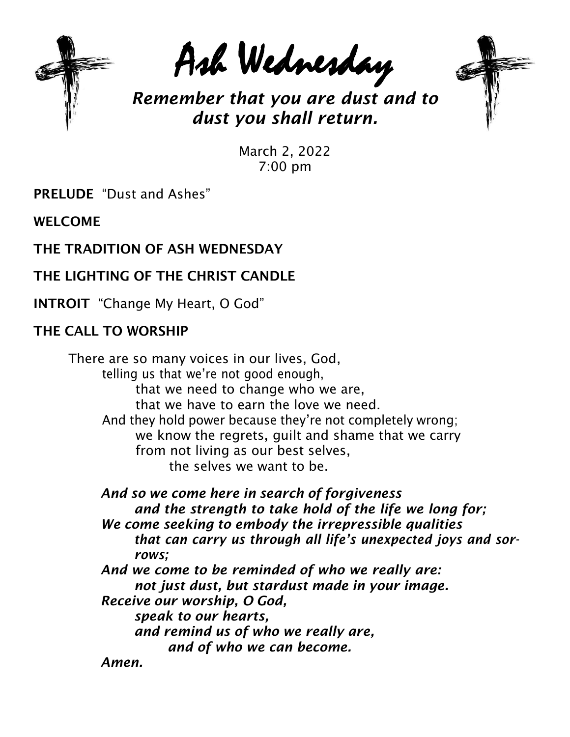# Ash Wednesday

***Remember that you are dust and to dust you shall return.***

March 2, 2022
7:00 pm

**PRELUDE** "Dust and Ashes"

**WELCOME**

**THE TRADITION OF ASH WEDNESDAY**

**THE LIGHTING OF THE CHRIST CANDLE**

**INTROIT** "Change My Heart, O God"

**THE CALL TO WORSHIP**

There are so many voices in our lives, God,
telling us that we're not good enough,
that we need to change who we are,
that we have to earn the love we need.
And they hold power because they're not completely wrong;
we know the regrets, guilt and shame that we carry
from not living as our best selves,
the selves we want to be.

***And so we come here in search of forgiveness***
***and the strength to take hold of the life we long for;***
***We come seeking to embody the irrepressible qualities***
***that can carry us through all life's unexpected joys and sorrows;***
***And we come to be reminded of who we really are:***
***not just dust, but stardust made in your image.***
***Receive our worship, O God,***
***speak to our hearts,***
***and remind us of who we really are,***
***and of who we can become.***
***Amen.***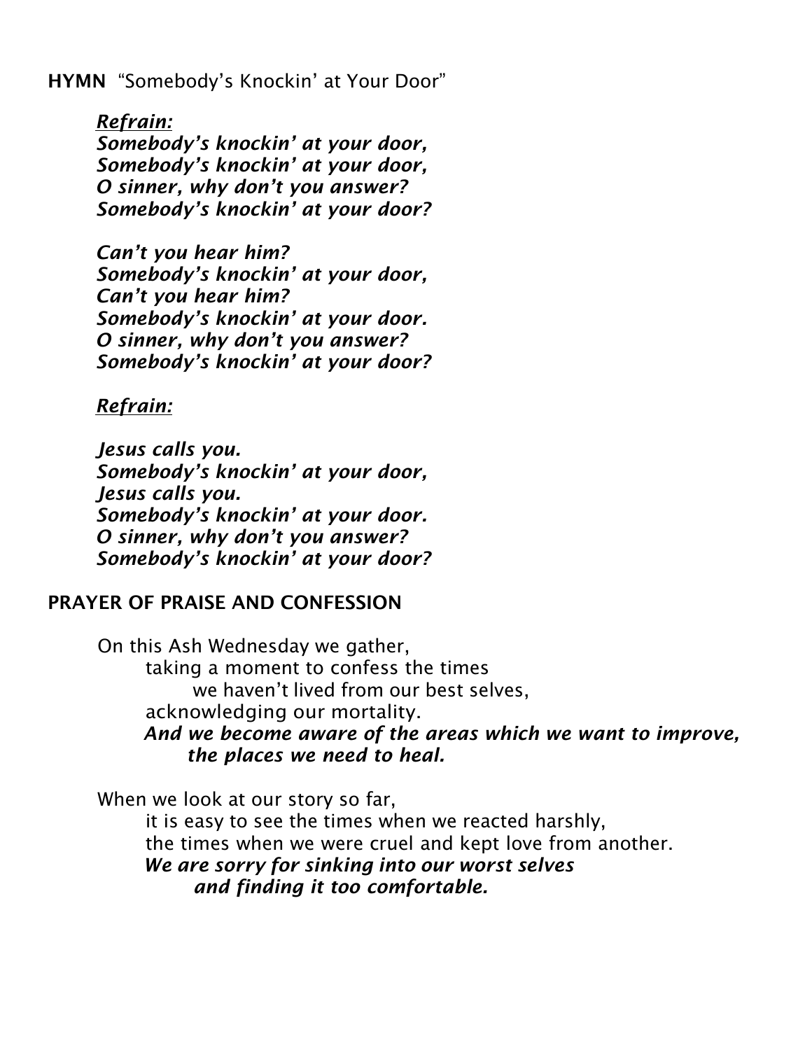**HYMN** “Somebody’s Knockin’ at Your Door”

***Refrain:***
***Somebody’s knockin’ at your door,***
***Somebody’s knockin’ at your door,***
***O sinner, why don’t you answer?***
***Somebody’s knockin’ at your door?***

***Can’t you hear him?***
***Somebody’s knockin’ at your door,***
***Can’t you hear him?***
***Somebody’s knockin’ at your door.***
***O sinner, why don’t you answer?***
***Somebody’s knockin’ at your door?***

***Refrain:***

***Jesus calls you.***
***Somebody’s knockin’ at your door,***
***Jesus calls you.***
***Somebody’s knockin’ at your door.***
***O sinner, why don’t you answer?***
***Somebody’s knockin’ at your door?***

**PRAYER OF PRAISE AND CONFESSION**

On this Ash Wednesday we gather,
taking a moment to confess the times
we haven’t lived from our best selves,
acknowledging our mortality.
***And we become aware of the areas which we want to improve,***
***the places we need to heal.***

When we look at our story so far,
it is easy to see the times when we reacted harshly,
the times when we were cruel and kept love from another.
***We are sorry for sinking into our worst selves***
***and finding it too comfortable.***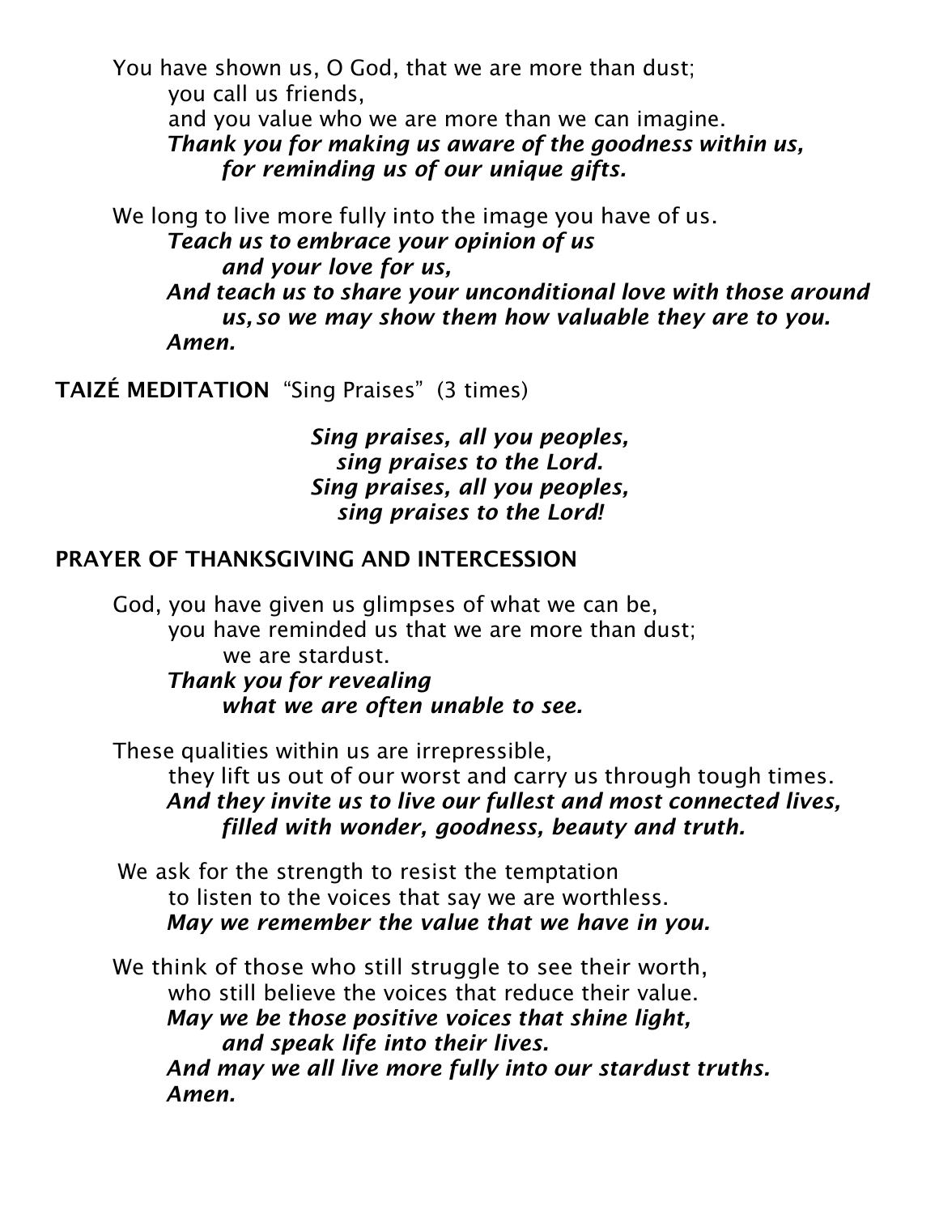You have shown us, O God, that we are more than dust;
you call us friends,
and you value who we are more than we can imagine.
***Thank you for making us aware of the goodness within us,***
***for reminding us of our unique gifts.***

We long to live more fully into the image you have of us.
***Teach us to embrace your opinion of us***
***and your love for us,***
***And teach us to share your unconditional love with those around us, so we may show them how valuable they are to you.***
***Amen.***

**TAIZÉ MEDITATION** "Sing Praises" (3 times)

***Sing praises, all you peoples,***
***sing praises to the Lord.***
***Sing praises, all you peoples,***
***sing praises to the Lord!***

**PRAYER OF THANKSGIVING AND INTERCESSION**

God, you have given us glimpses of what we can be,
you have reminded us that we are more than dust;
we are stardust.
***Thank you for revealing***
***what we are often unable to see.***

These qualities within us are irrepressible,
they lift us out of our worst and carry us through tough times.
***And they invite us to live our fullest and most connected lives,***
***filled with wonder, goodness, beauty and truth.***

We ask for the strength to resist the temptation
to listen to the voices that say we are worthless.
***May we remember the value that we have in you.***

We think of those who still struggle to see their worth,
who still believe the voices that reduce their value.
***May we be those positive voices that shine light,***
***and speak life into their lives.***
***And may we all live more fully into our stardust truths.***
***Amen.***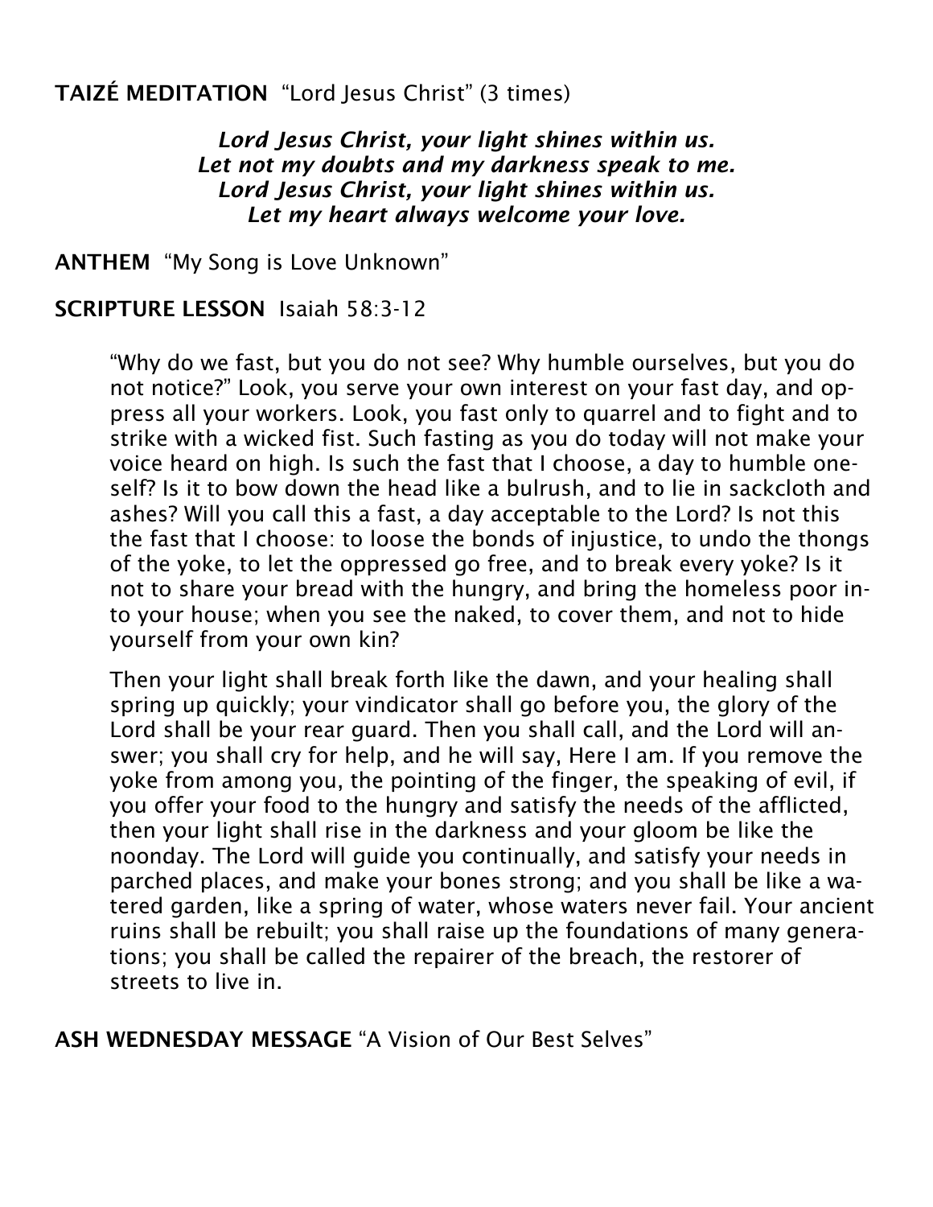**TAIZÉ MEDITATION** "Lord Jesus Christ" (3 times)

***Lord Jesus Christ, your light shines within us.***
***Let not my doubts and my darkness speak to me.***
***Lord Jesus Christ, your light shines within us.***
***Let my heart always welcome your love.***

**ANTHEM** "My Song is Love Unknown"

**SCRIPTURE LESSON** Isaiah 58:3-12

"Why do we fast, but you do not see? Why humble ourselves, but you do not notice?" Look, you serve your own interest on your fast day, and oppress all your workers. Look, you fast only to quarrel and to fight and to strike with a wicked fist. Such fasting as you do today will not make your voice heard on high. Is such the fast that I choose, a day to humble oneself? Is it to bow down the head like a bulrush, and to lie in sackcloth and ashes? Will you call this a fast, a day acceptable to the Lord? Is not this the fast that I choose: to loose the bonds of injustice, to undo the thongs of the yoke, to let the oppressed go free, and to break every yoke? Is it not to share your bread with the hungry, and bring the homeless poor into your house; when you see the naked, to cover them, and not to hide yourself from your own kin?

Then your light shall break forth like the dawn, and your healing shall spring up quickly; your vindicator shall go before you, the glory of the Lord shall be your rear guard. Then you shall call, and the Lord will answer; you shall cry for help, and he will say, Here I am. If you remove the yoke from among you, the pointing of the finger, the speaking of evil, if you offer your food to the hungry and satisfy the needs of the afflicted, then your light shall rise in the darkness and your gloom be like the noonday. The Lord will guide you continually, and satisfy your needs in parched places, and make your bones strong; and you shall be like a watered garden, like a spring of water, whose waters never fail. Your ancient ruins shall be rebuilt; you shall raise up the foundations of many generations; you shall be called the repairer of the breach, the restorer of streets to live in.

**ASH WEDNESDAY MESSAGE** "A Vision of Our Best Selves"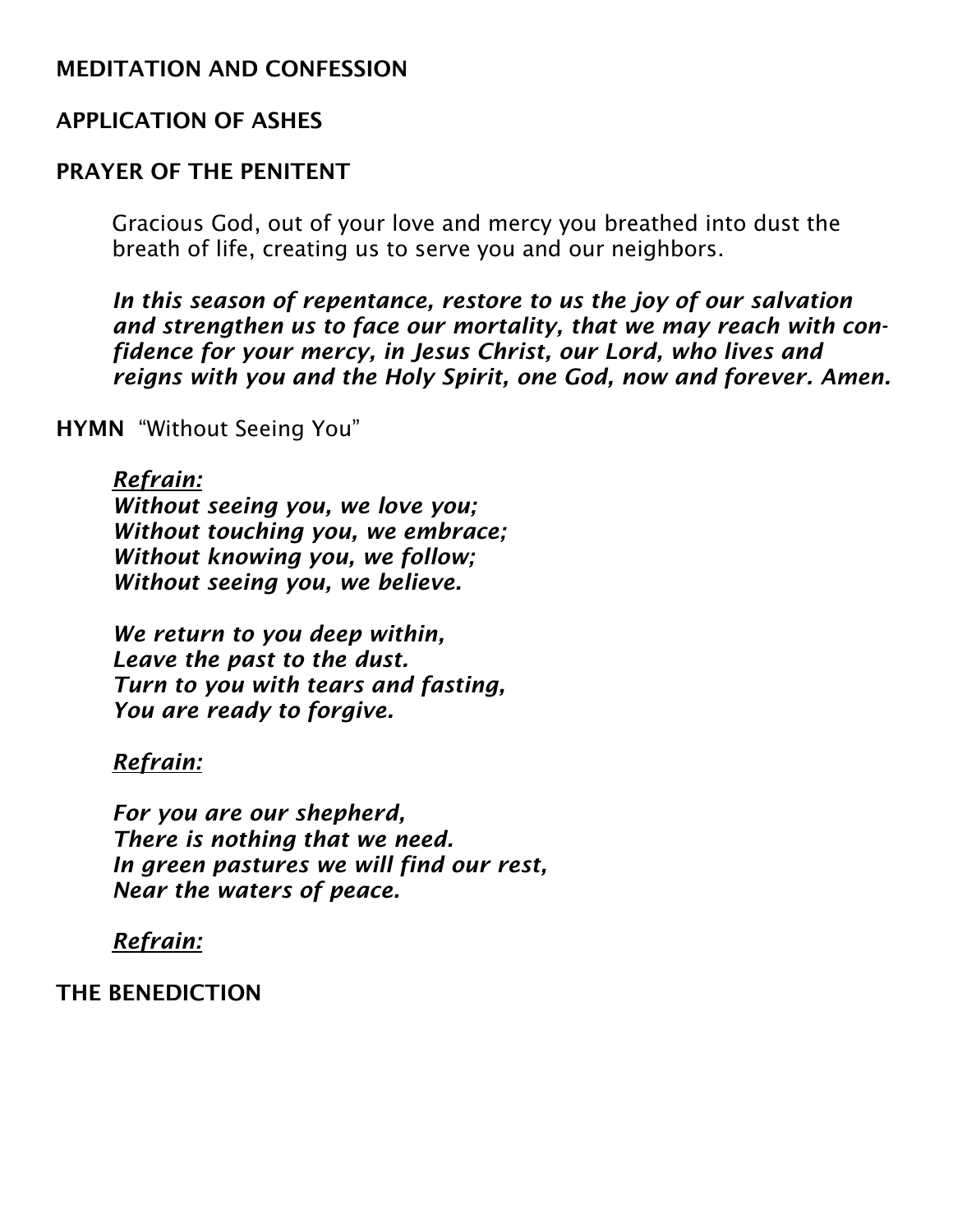**MEDITATION AND CONFESSION**

**APPLICATION OF ASHES**

**PRAYER OF THE PENITENT**

Gracious God, out of your love and mercy you breathed into dust the breath of life, creating us to serve you and our neighbors.

***In this season of repentance, restore to us the joy of our salvation and strengthen us to face our mortality, that we may reach with confidence for your mercy, in Jesus Christ, our Lord, who lives and reigns with you and the Holy Spirit, one God, now and forever. Amen.***

**HYMN** "Without Seeing You"

***Refrain:***
***Without seeing you, we love you;***
***Without touching you, we embrace;***
***Without knowing you, we follow;***
***Without seeing you, we believe.***

***We return to you deep within,***
***Leave the past to the dust.***
***Turn to you with tears and fasting,***
***You are ready to forgive.***

***Refrain:***

***For you are our shepherd,***
***There is nothing that we need.***
***In green pastures we will find our rest,***
***Near the waters of peace.***

***Refrain:***

**THE BENEDICTION**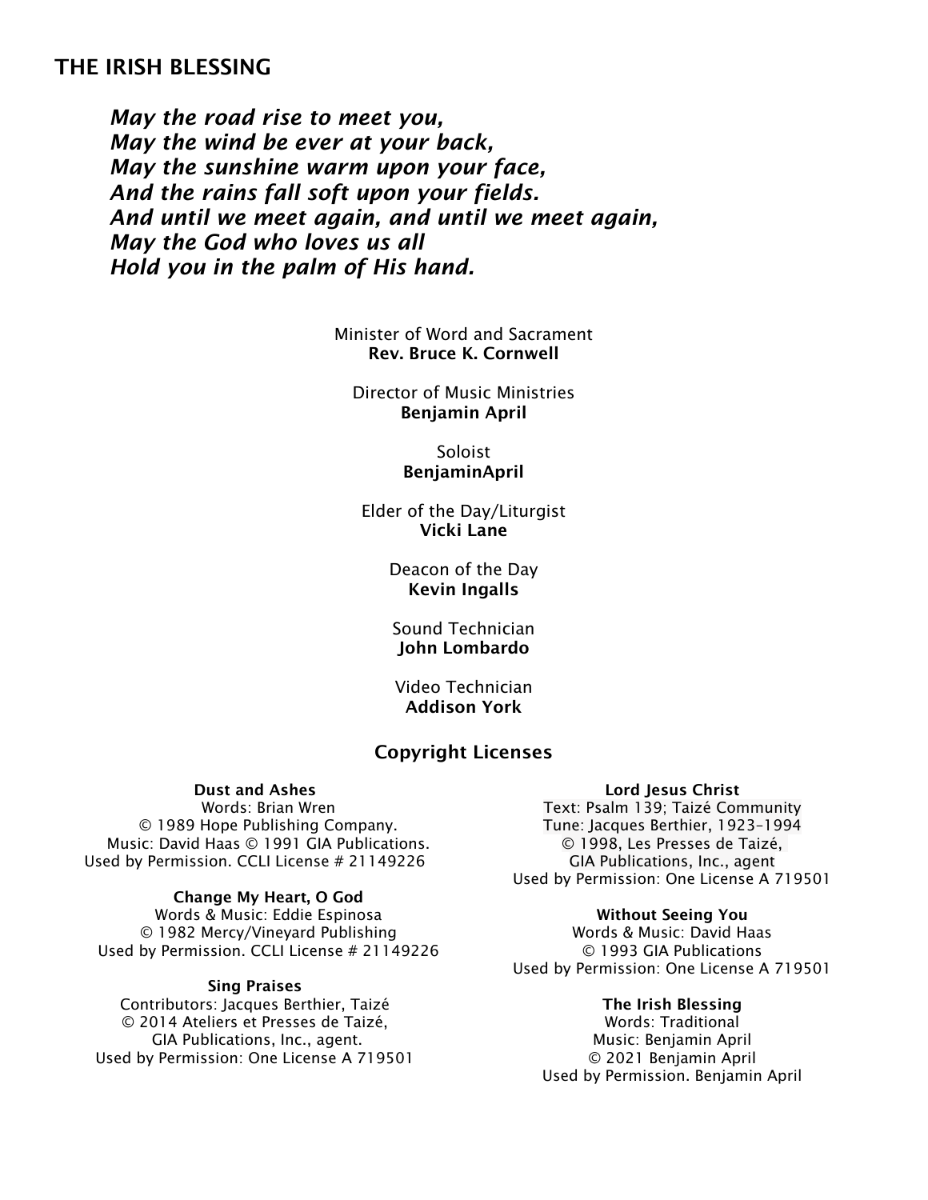## THE IRISH BLESSING

*May the road rise to meet you,*
*May the wind be ever at your back,*
*May the sunshine warm upon your face,*
*And the rains fall soft upon your fields.*
*And until we meet again, and until we meet again,*
*May the God who loves us all*
*Hold you in the palm of His hand.*

Minister of Word and Sacrament
**Rev. Bruce K. Cornwell**

Director of Music Ministries
**Benjamin April**

Soloist
**BenjaminApril**

Elder of the Day/Liturgist
**Vicki Lane**

Deacon of the Day
**Kevin Ingalls**

Sound Technician
**John Lombardo**

Video Technician
**Addison York**

### Copyright Licenses

**Dust and Ashes**
Words: Brian Wren
© 1989 Hope Publishing Company.
Music: David Haas © 1991 GIA Publications.
Used by Permission. CCLI License # 21149226

**Change My Heart, O God**
Words & Music: Eddie Espinosa
© 1982 Mercy/Vineyard Publishing
Used by Permission. CCLI License # 21149226

**Sing Praises**
Contributors: Jacques Berthier, Taizé
© 2014 Ateliers et Presses de Taizé,
GIA Publications, Inc., agent.
Used by Permission: One License A 719501

**Lord Jesus Christ**
Text: Psalm 139; Taizé Community
Tune: Jacques Berthier, 1923–1994
© 1998, Les Presses de Taizé,
GIA Publications, Inc., agent
Used by Permission: One License A 719501

**Without Seeing You**
Words & Music: David Haas
© 1993 GIA Publications
Used by Permission: One License A 719501

**The Irish Blessing**
Words: Traditional
Music: Benjamin April
© 2021 Benjamin April
Used by Permission. Benjamin April